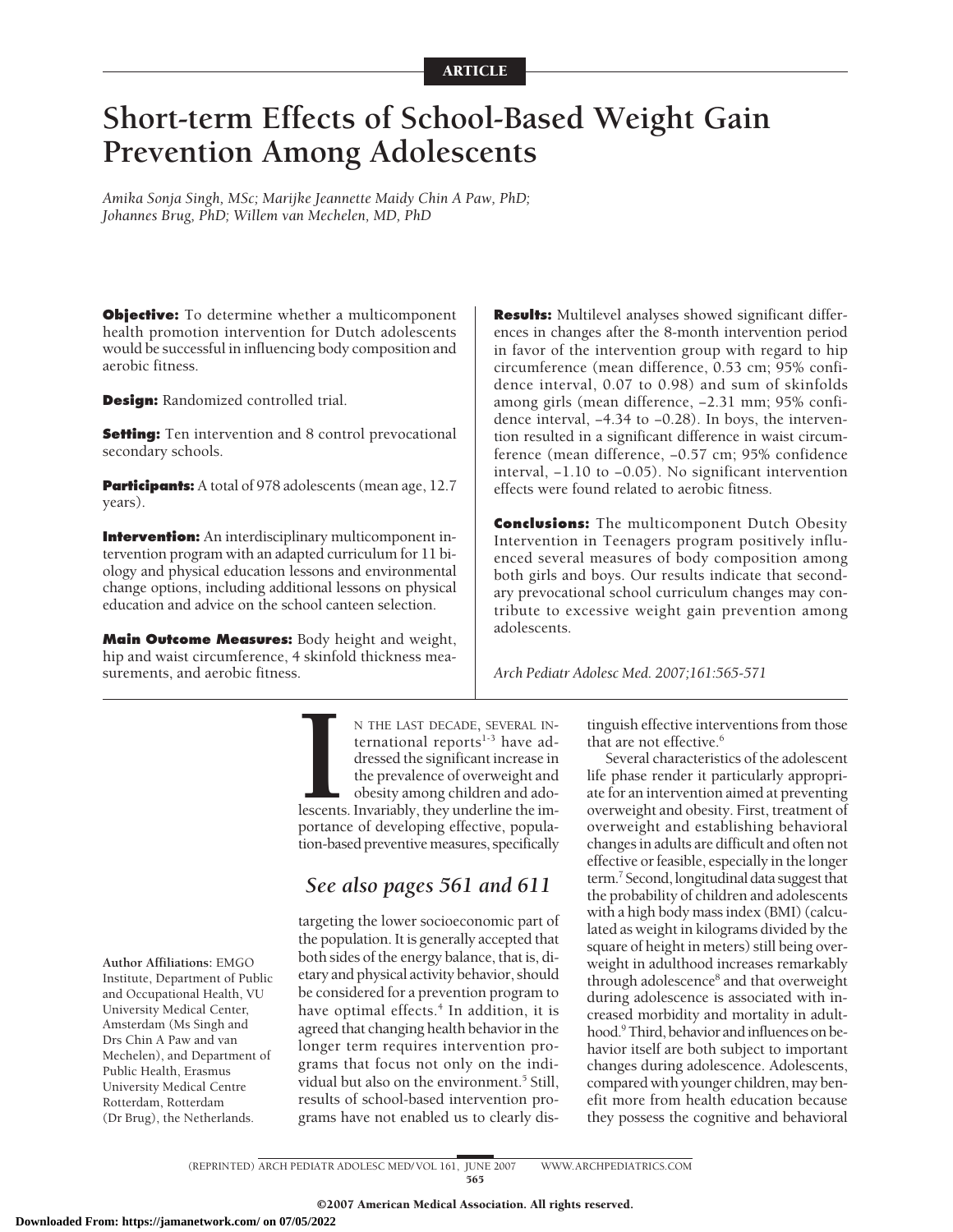ARTICLE

# Short-term Effects of School-Based Weight Gain Prevention Among Adolescents

*Amika Sonja Singh, MSc; Marijke Jeannette Maidy Chin A Paw, PhD; Johannes Brug, PhD; Willem van Mechelen, MD, PhD*

**Objective:** To determine whether a multicomponent health promotion intervention for Dutch adolescents would be successful in influencing body composition and aerobic fitness.

**Design:** Randomized controlled trial.

**Setting:** Ten intervention and 8 control prevocational secondary schools.

**Participants:** A total of 978 adolescents (mean age, 12.7 years).

**Intervention:** An interdisciplinary multicomponent intervention program with an adapted curriculum for 11 biology and physical education lessons and environmental change options, including additional lessons on physical education and advice on the school canteen selection.

**Main Outcome Measures:** Body height and weight, hip and waist circumference, 4 skinfold thickness measurements, and aerobic fitness.

**Results:** Multilevel analyses showed significant differences in changes after the 8-month intervention period in favor of the intervention group with regard to hip circumference (mean difference, 0.53 cm; 95% confidence interval, 0.07 to 0.98) and sum of skinfolds among girls (mean difference, −2.31 mm; 95% confidence interval, −4.34 to −0.28). In boys, the intervention resulted in a significant difference in waist circumference (mean difference, −0.57 cm; 95% confidence interval, −1.10 to −0.05). No significant intervention effects were found related to aerobic fitness.

**Conclusions:** The multicomponent Dutch Obesity Intervention in Teenagers program positively influenced several measures of body composition among both girls and boys. Our results indicate that secondary prevocational school curriculum changes may contribute to excessive weight gain prevention among adolescents.

*Arch Pediatr Adolesc Med. 2007;161:565-571*

IN THE LAST DECADE, SEVERAL INternational reports[1-3] have addressed the significant increase in the prevalence of overweight and obesity among children and adolescents. Invariably, they underline the importance of developing effective, population-based preventive measures, specifically targeting the lower socioeconomic part of the population. It is generally accepted that both sides of the energy balance, that is, dietary and physical activity behavior, should be considered for a prevention program to have optimal effects.[4] In addition, it is agreed that changing health behavior in the longer term requires intervention programs that focus not only on the individual but also on the environment.[5] Still, results of school-based intervention programs have not enabled us to clearly distinguish effective interventions from those that are not effective.[6]

*See also pages 561 and 611*

Several characteristics of the adolescent life phase render it particularly appropriate for an intervention aimed at preventing overweight and obesity. First, treatment of overweight and establishing behavioral changes in adults are difficult and often not effective or feasible, especially in the longer term.[7] Second, longitudinal data suggest that the probability of children and adolescents with a high body mass index (BMI) (calculated as weight in kilograms divided by the square of height in meters) still being overweight in adulthood increases remarkably through adolescence[8] and that overweight during adolescence is associated with increased morbidity and mortality in adulthood.[9] Third, behavior and influences on behavior itself are both subject to important changes during adolescence. Adolescents, compared with younger children, may benefit more from health education because they possess the cognitive and behavioral

Author Affiliations: EMGO Institute, Department of Public and Occupational Health, VU University Medical Center, Amsterdam (Ms Singh and Drs Chin A Paw and van Mechelen), and Department of Public Health, Erasmus University Medical Centre Rotterdam, Rotterdam (Dr Brug), the Netherlands.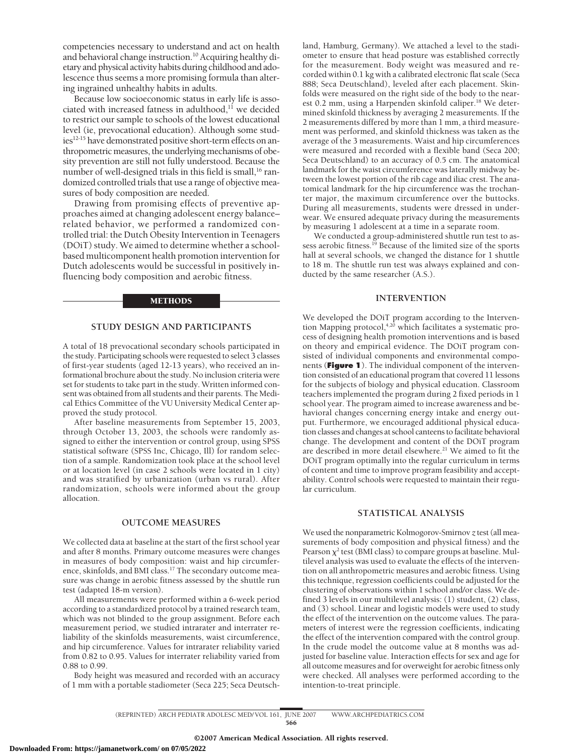competencies necessary to understand and act on health and behavioral change instruction.[10] Acquiring healthy dietary and physical activity habits during childhood and adolescence thus seems a more promising formula than altering ingrained unhealthy habits in adults.

Because low socioeconomic status in early life is associated with increased fatness in adulthood,[11] we decided to restrict our sample to schools of the lowest educational level (ie, prevocational education). Although some studies[12-15] have demonstrated positive short-term effects on anthropometric measures, the underlying mechanisms of obesity prevention are still not fully understood. Because the number of well-designed trials in this field is small,[16] randomized controlled trials that use a range of objective measures of body composition are needed.

Drawing from promising effects of preventive approaches aimed at changing adolescent energy balance–related behavior, we performed a randomized controlled trial: the Dutch Obesity Intervention in Teenagers (DOiT) study. We aimed to determine whether a school-based multicomponent health promotion intervention for Dutch adolescents would be successful in positively influencing body composition and aerobic fitness.

## METHODS

### STUDY DESIGN AND PARTICIPANTS

A total of 18 prevocational secondary schools participated in the study. Participating schools were requested to select 3 classes of first-year students (aged 12-13 years), who received an informational brochure about the study. No inclusion criteria were set for students to take part in the study. Written informed consent was obtained from all students and their parents. The Medical Ethics Committee of the VU University Medical Center approved the study protocol.

After baseline measurements from September 15, 2003, through October 13, 2003, the schools were randomly assigned to either the intervention or control group, using SPSS statistical software (SPSS Inc, Chicago, Ill) for random selection of a sample. Randomization took place at the school level or at location level (in case 2 schools were located in 1 city) and was stratified by urbanization (urban vs rural). After randomization, schools were informed about the group allocation.

### OUTCOME MEASURES

We collected data at baseline at the start of the first school year and after 8 months. Primary outcome measures were changes in measures of body composition: waist and hip circumference, skinfolds, and BMI class.[17] The secondary outcome measure was change in aerobic fitness assessed by the shuttle run test (adapted 18-m version).

All measurements were performed within a 6-week period according to a standardized protocol by a trained research team, which was not blinded to the group assignment. Before each measurement period, we studied intrarater and interrater reliability of the skinfolds measurements, waist circumference, and hip circumference. Values for intrarater reliability varied from 0.82 to 0.95. Values for interrater reliability varied from 0.88 to 0.99.

Body height was measured and recorded with an accuracy of 1 mm with a portable stadiometer (Seca 225; Seca Deutschland, Hamburg, Germany). We attached a level to the stadiometer to ensure that head posture was established correctly for the measurement. Body weight was measured and recorded within 0.1 kg with a calibrated electronic flat scale (Seca 888; Seca Deutschland), leveled after each placement. Skinfolds were measured on the right side of the body to the nearest 0.2 mm, using a Harpenden skinfold caliper.[18] We determined skinfold thickness by averaging 2 measurements. If the 2 measurements differed by more than 1 mm, a third measurement was performed, and skinfold thickness was taken as the average of the 3 measurements. Waist and hip circumferences were measured and recorded with a flexible band (Seca 200; Seca Deutschland) to an accuracy of 0.5 cm. The anatomical landmark for the waist circumference was laterally midway between the lowest portion of the rib cage and iliac crest. The anatomical landmark for the hip circumference was the trochanter major, the maximum circumference over the buttocks. During all measurements, students were dressed in underwear. We ensured adequate privacy during the measurements by measuring 1 adolescent at a time in a separate room.

We conducted a group-administered shuttle run test to assess aerobic fitness.[19] Because of the limited size of the sports hall at several schools, we changed the distance for 1 shuttle to 18 m. The shuttle run test was always explained and conducted by the same researcher (A.S.).

### INTERVENTION

We developed the DOiT program according to the Intervention Mapping protocol,[4,20] which facilitates a systematic process of designing health promotion interventions and is based on theory and empirical evidence. The DOiT program consisted of individual components and environmental components (**Figure 1**). The individual component of the intervention consisted of an educational program that covered 11 lessons for the subjects of biology and physical education. Classroom teachers implemented the program during 2 fixed periods in 1 school year. The program aimed to increase awareness and behavioral changes concerning energy intake and energy output. Furthermore, we encouraged additional physical education classes and changes at school canteens to facilitate behavioral change. The development and content of the DOiT program are described in more detail elsewhere.[21] We aimed to fit the DOiT program optimally into the regular curriculum in terms of content and time to improve program feasibility and acceptability. Control schools were requested to maintain their regular curriculum.

### STATISTICAL ANALYSIS

We used the nonparametric Kolmogorov-Smirnov *z* test (all measurements of body composition and physical fitness) and the Pearson $\chi^2$ test (BMI class) to compare groups at baseline. Multilevel analysis was used to evaluate the effects of the intervention on all anthropometric measures and aerobic fitness. Using this technique, regression coefficients could be adjusted for the clustering of observations within 1 school and/or class. We defined 3 levels in our multilevel analysis: (1) student, (2) class, and (3) school. Linear and logistic models were used to study the effect of the intervention on the outcome values. The parameters of interest were the regression coefficients, indicating the effect of the intervention compared with the control group. In the crude model the outcome value at 8 months was adjusted for baseline value. Interaction effects for sex and age for all outcome measures and for overweight for aerobic fitness only were checked. All analyses were performed according to the intention-to-treat principle.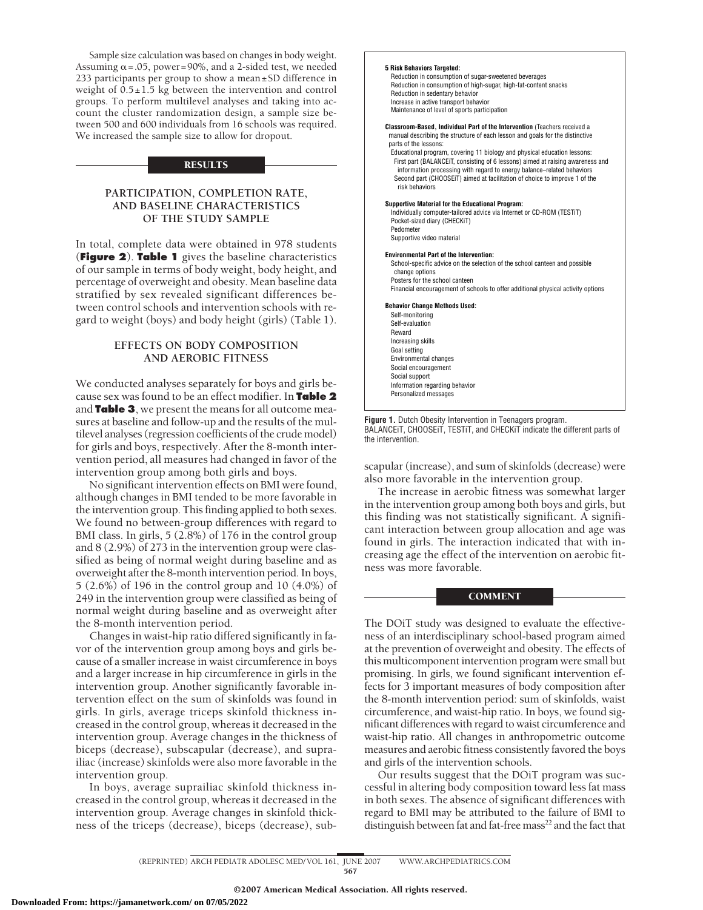Sample size calculation was based on changes in body weight. Assuming α = .05, power = 90%, and a 2-sided test, we needed 233 participants per group to show a mean ± SD difference in weight of 0.5 ± 1.5 kg between the intervention and control groups. To perform multilevel analyses and taking into account the cluster randomization design, a sample size between 500 and 600 individuals from 16 schools was required. We increased the sample size to allow for dropout.

## RESULTS

### PARTICIPATION, COMPLETION RATE, AND BASELINE CHARACTERISTICS OF THE STUDY SAMPLE

In total, complete data were obtained in 978 students (**Figure 2**). **Table 1** gives the baseline characteristics of our sample in terms of body weight, body height, and percentage of overweight and obesity. Mean baseline data stratified by sex revealed significant differences between control schools and intervention schools with regard to weight (boys) and body height (girls) (Table 1).

### EFFECTS ON BODY COMPOSITION AND AEROBIC FITNESS

We conducted analyses separately for boys and girls because sex was found to be an effect modifier. In **Table 2** and **Table 3**, we present the means for all outcome measures at baseline and follow-up and the results of the multilevel analyses (regression coefficients of the crude model) for girls and boys, respectively. After the 8-month intervention period, all measures had changed in favor of the intervention group among both girls and boys.

No significant intervention effects on BMI were found, although changes in BMI tended to be more favorable in the intervention group. This finding applied to both sexes. We found no between-group differences with regard to BMI class. In girls, 5 (2.8%) of 176 in the control group and 8 (2.9%) of 273 in the intervention group were classified as being of normal weight during baseline and as overweight after the 8-month intervention period. In boys, 5 (2.6%) of 196 in the control group and 10 (4.0%) of 249 in the intervention group were classified as being of normal weight during baseline and as overweight after the 8-month intervention period.

Changes in waist-hip ratio differed significantly in favor of the intervention group among boys and girls because of a smaller increase in waist circumference in boys and a larger increase in hip circumference in girls in the intervention group. Another significantly favorable intervention effect on the sum of skinfolds was found in girls. In girls, average triceps skinfold thickness increased in the control group, whereas it decreased in the intervention group. Average changes in the thickness of biceps (decrease), subscapular (decrease), and suprailiac (increase) skinfolds were also more favorable in the intervention group.

In boys, average suprailiac skinfold thickness increased in the control group, whereas it decreased in the intervention group. Average changes in skinfold thickness of the triceps (decrease), biceps (decrease), subscapular (increase), and sum of skinfolds (decrease) were also more favorable in the intervention group.

The increase in aerobic fitness was somewhat larger in the intervention group among both boys and girls, but this finding was not statistically significant. A significant interaction between group allocation and age was found in girls. The interaction indicated that with increasing age the effect of the intervention on aerobic fitness was more favorable.

**5 Risk Behaviors Targeted:**
- Reduction in consumption of sugar-sweetened beverages
- Reduction in consumption of high-sugar, high-fat-content snacks
- Reduction in sedentary behavior
- Increase in active transport behavior
- Maintenance of level of sports participation

**Classroom-Based, Individual Part of the Intervention** (Teachers received a manual describing the structure of each lesson and goals for the distinctive parts of the lessons:
- Educational program, covering 11 biology and physical education lessons:
  - First part (BALANCEiT, consisting of 6 lessons) aimed at raising awareness and information processing with regard to energy balance–related behaviors
  - Second part (CHOOSEiT) aimed at facilitation of choice to improve 1 of the risk behaviors

**Supportive Material for the Educational Program:**
- Individually computer-tailored advice via Internet or CD-ROM (TESTiT)
- Pocket-sized diary (CHECKiT)
- Pedometer
- Supportive video material

**Environmental Part of the Intervention:**
- School-specific advice on the selection of the school canteen and possible change options
- Posters for the school canteen
- Financial encouragement of schools to offer additional physical activity options

**Behavior Change Methods Used:**
- Self-monitoring
- Self-evaluation
- Reward
- Increasing skills
- Goal setting
- Environmental changes
- Social encouragement
- Social support
- Information regarding behavior
- Personalized messages

**Figure 1.** Dutch Obesity Intervention in Teenagers program. BALANCEiT, CHOOSEiT, TESTiT, and CHECKiT indicate the different parts of the intervention.

## COMMENT

The DOiT study was designed to evaluate the effectiveness of an interdisciplinary school-based program aimed at the prevention of overweight and obesity. The effects of this multicomponent intervention program were small but promising. In girls, we found significant intervention effects for 3 important measures of body composition after the 8-month intervention period: sum of skinfolds, waist circumference, and waist-hip ratio. In boys, we found significant differences with regard to waist circumference and waist-hip ratio. All changes in anthropometric outcome measures and aerobic fitness consistently favored the boys and girls of the intervention schools.

Our results suggest that the DOiT program was successful in altering body composition toward less fat mass in both sexes. The absence of significant differences with regard to BMI may be attributed to the failure of BMI to distinguish between fat and fat-free mass[22] and the fact that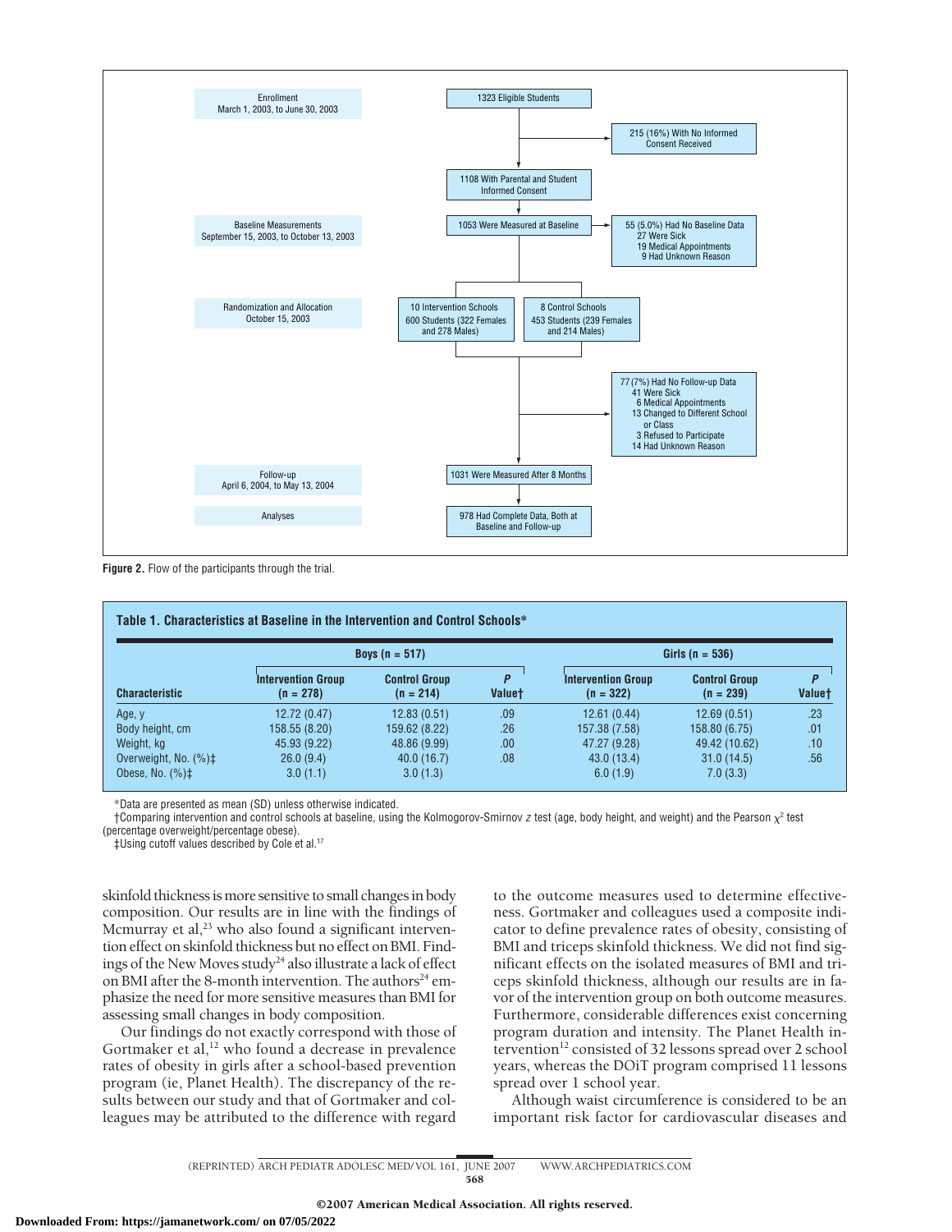Enrollment
March 1, 2003, to June 30, 2003

1323 Eligible Students

215 (16%) With No Informed Consent Received

1108 With Parental and Student Informed Consent

Baseline Measurements
September 15, 2003, to October 13, 2003

1053 Were Measured at Baseline

55 (5.0%) Had No Baseline Data
- 27 Were Sick
- 19 Medical Appointments
- 9 Had Unknown Reason

Randomization and Allocation
October 15, 2003

10 Intervention Schools
600 Students (322 Females and 278 Males)

8 Control Schools
453 Students (239 Females and 214 Males)

77 (7%) Had No Follow-up Data
- 41 Were Sick
- 6 Medical Appointments
- 13 Changed to Different School or Class
- 3 Refused to Participate
- 14 Had Unknown Reason

Follow-up
April 6, 2004, to May 13, 2004

1031 Were Measured After 8 Months

Analyses

978 Had Complete Data, Both at Baseline and Follow-up

**Figure 2.** Flow of the participants through the trial.

**Table 1. Characteristics at Baseline in the Intervention and Control Schools***

| | Boys (n = 517) | | | Girls (n = 536) | | |
|---|---|---|---|---|---|---|
| **Characteristic** | **Intervention Group (n = 278)** | **Control Group (n = 214)** | ***P* Value†** | **Intervention Group (n = 322)** | **Control Group (n = 239)** | ***P* Value†** |
| Age, y | 12.72 (0.47) | 12.83 (0.51) | .09 | 12.61 (0.44) | 12.69 (0.51) | .23 |
| Body height, cm | 158.55 (8.20) | 159.62 (8.22) | .26 | 157.38 (7.58) | 158.80 (6.75) | .01 |
| Weight, kg | 45.93 (9.22) | 48.86 (9.99) | .00 | 47.27 (9.28) | 49.42 (10.62) | .10 |
| Overweight, No. (%)‡ | 26.0 (9.4) | 40.0 (16.7) | .08 | 43.0 (13.4) | 31.0 (14.5) | .56 |
| Obese, No. (%)‡ | 3.0 (1.1) | 3.0 (1.3) | | 6.0 (1.9) | 7.0 (3.3) | |

*Data are presented as mean (SD) unless otherwise indicated.
†Comparing intervention and control schools at baseline, using the Kolmogorov-Smirnov *z* test (age, body height, and weight) and the Pearson $\chi^2$ test (percentage overweight/percentage obese).
‡Using cutoff values described by Cole et al.[17]

skinfold thickness is more sensitive to small changes in body composition. Our results are in line with the findings of Mcmurray et al,[23] who also found a significant intervention effect on skinfold thickness but no effect on BMI. Findings of the New Moves study[24] also illustrate a lack of effect on BMI after the 8-month intervention. The authors[24] emphasize the need for more sensitive measures than BMI for assessing small changes in body composition.

Our findings do not exactly correspond with those of Gortmaker et al,[12] who found a decrease in prevalence rates of obesity in girls after a school-based prevention program (ie, Planet Health). The discrepancy of the results between our study and that of Gortmaker and colleagues may be attributed to the difference with regard to the outcome measures used to determine effectiveness. Gortmaker and colleagues used a composite indicator to define prevalence rates of obesity, consisting of BMI and triceps skinfold thickness. We did not find significant effects on the isolated measures of BMI and triceps skinfold thickness, although our results are in favor of the intervention group on both outcome measures. Furthermore, considerable differences exist concerning program duration and intensity. The Planet Health intervention[12] consisted of 32 lessons spread over 2 school years, whereas the DOiT program comprised 11 lessons spread over 1 school year.

Although waist circumference is considered to be an important risk factor for cardiovascular diseases and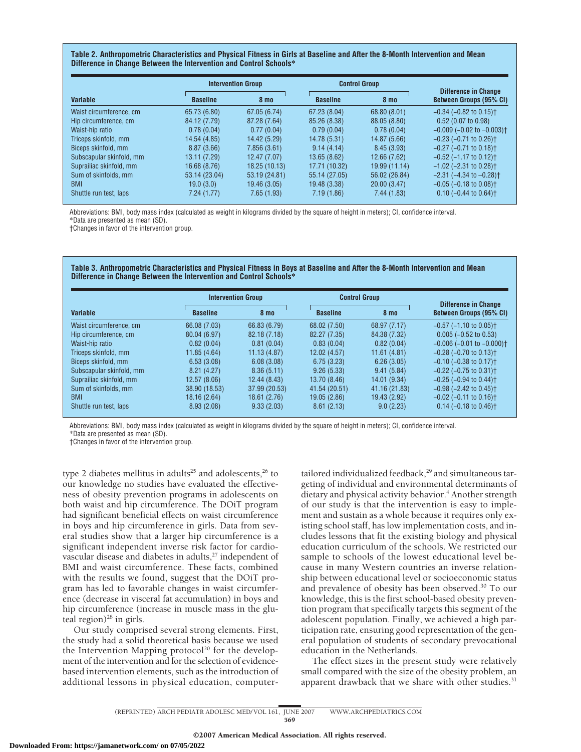**Table 2. Anthropometric Characteristics and Physical Fitness in Girls at Baseline and After the 8-Month Intervention and Mean Difference in Change Between the Intervention and Control Schools***

| Variable | Intervention Group | | Control Group | | Difference in Change Between Groups (95% CI) |
|---|---|---|---|---|---|
| | Baseline | 8 mo | Baseline | 8 mo | |
| Waist circumference, cm | 65.73 (6.80) | 67.05 (6.74) | 67.23 (8.04) | 68.80 (8.01) | −0.34 (−0.82 to 0.15)† |
| Hip circumference, cm | 84.12 (7.79) | 87.28 (7.64) | 85.26 (8.38) | 88.05 (8.80) | 0.52 (0.07 to 0.98) |
| Waist-hip ratio | 0.78 (0.04) | 0.77 (0.04) | 0.79 (0.04) | 0.78 (0.04) | −0.009 (−0.02 to −0.003)† |
| Triceps skinfold, mm | 14.54 (4.85) | 14.42 (5.29) | 14.78 (5.31) | 14.87 (5.66) | −0.23 (−0.71 to 0.26)† |
| Biceps skinfold, mm | 8.87 (3.66) | 7.856 (3.61) | 9.14 (4.14) | 8.45 (3.93) | −0.27 (−0.71 to 0.18)† |
| Subscapular skinfold, mm | 13.11 (7.29) | 12.47 (7.07) | 13.65 (8.62) | 12.66 (7.62) | −0.52 (−1.17 to 0.12)† |
| Suprailiac skinfold, mm | 16.68 (8.76) | 18.25 (10.13) | 17.71 (10.32) | 19.99 (11.14) | −1.02 (−2.31 to 0.28)† |
| Sum of skinfolds, mm | 53.14 (23.04) | 53.19 (24.81) | 55.14 (27.05) | 56.02 (26.84) | −2.31 (−4.34 to −0.28)† |
| BMI | 19.0 (3.0) | 19.46 (3.05) | 19.48 (3.38) | 20.00 (3.47) | −0.05 (−0.18 to 0.08)† |
| Shuttle run test, laps | 7.24 (1.77) | 7.65 (1.93) | 7.19 (1.86) | 7.44 (1.83) | 0.10 (−0.44 to 0.64)† |

Abbreviations: BMI, body mass index (calculated as weight in kilograms divided by the square of height in meters); CI, confidence interval.
*Data are presented as mean (SD).
†Changes in favor of the intervention group.

**Table 3. Anthropometric Characteristics and Physical Fitness in Boys at Baseline and After the 8-Month Intervention and Mean Difference in Change Between the Intervention and Control Schools***

| Variable | Intervention Group | | Control Group | | Difference in Change Between Groups (95% CI) |
|---|---|---|---|---|---|
| | Baseline | 8 mo | Baseline | 8 mo | |
| Waist circumference, cm | 66.08 (7.03) | 66.83 (6.79) | 68.02 (7.50) | 68.97 (7.17) | −0.57 (−1.10 to 0.05)† |
| Hip circumference, cm | 80.04 (6.97) | 82.18 (7.18) | 82.27 (7.35) | 84.38 (7.32) | 0.005 (−0.52 to 0.53) |
| Waist-hip ratio | 0.82 (0.04) | 0.81 (0.04) | 0.83 (0.04) | 0.82 (0.04) | −0.006 (−0.01 to −0.000)† |
| Triceps skinfold, mm | 11.85 (4.64) | 11.13 (4.87) | 12.02 (4.57) | 11.61 (4.81) | −0.28 (−0.70 to 0.13)† |
| Biceps skinfold, mm | 6.53 (3.08) | 6.08 (3.08) | 6.75 (3.23) | 6.26 (3.05) | −0.10 (−0.38 to 0.17)† |
| Subscapular skinfold, mm | 8.21 (4.27) | 8.36 (5.11) | 9.26 (5.33) | 9.41 (5.84) | −0.22 (−0.75 to 0.31)† |
| Suprailiac skinfold, mm | 12.57 (8.06) | 12.44 (8.43) | 13.70 (8.46) | 14.01 (9.34) | −0.25 (−0.94 to 0.44)† |
| Sum of skinfolds, mm | 38.90 (18.53) | 37.99 (20.53) | 41.54 (20.51) | 41.16 (21.83) | −0.98 (−2.42 to 0.45)† |
| BMI | 18.16 (2.64) | 18.61 (2.76) | 19.05 (2.86) | 19.43 (2.92) | −0.02 (−0.11 to 0.16)† |
| Shuttle run test, laps | 8.93 (2.08) | 9.33 (2.03) | 8.61 (2.13) | 9.0 (2.23) | 0.14 (−0.18 to 0.46)† |

Abbreviations: BMI, body mass index (calculated as weight in kilograms divided by the square of height in meters); CI, confidence interval.
*Data are presented as mean (SD).
†Changes in favor of the intervention group.

type 2 diabetes mellitus in adults[25] and adolescents,[26] to our knowledge no studies have evaluated the effectiveness of obesity prevention programs in adolescents on both waist and hip circumference. The DOiT program had significant beneficial effects on waist circumference in boys and hip circumference in girls. Data from several studies show that a larger hip circumference is a significant independent inverse risk factor for cardiovascular disease and diabetes in adults,[27] independent of BMI and waist circumference. These facts, combined with the results we found, suggest that the DOiT program has led to favorable changes in waist circumference (decrease in visceral fat accumulation) in boys and hip circumference (increase in muscle mass in the gluteal region)[28] in girls.

Our study comprised several strong elements. First, the study had a solid theoretical basis because we used the Intervention Mapping protocol[20] for the development of the intervention and for the selection of evidence-based intervention elements, such as the introduction of additional lessons in physical education, computer-tailored individualized feedback,[29] and simultaneous targeting of individual and environmental determinants of dietary and physical activity behavior.[4] Another strength of our study is that the intervention is easy to implement and sustain as a whole because it requires only existing school staff, has low implementation costs, and includes lessons that fit the existing biology and physical education curriculum of the schools. We restricted our sample to schools of the lowest educational level because in many Western countries an inverse relationship between educational level or socioeconomic status and prevalence of obesity has been observed.[30] To our knowledge, this is the first school-based obesity prevention program that specifically targets this segment of the adolescent population. Finally, we achieved a high participation rate, ensuring good representation of the general population of students of secondary prevocational education in the Netherlands.

The effect sizes in the present study were relatively small compared with the size of the obesity problem, an apparent drawback that we share with other studies.[31]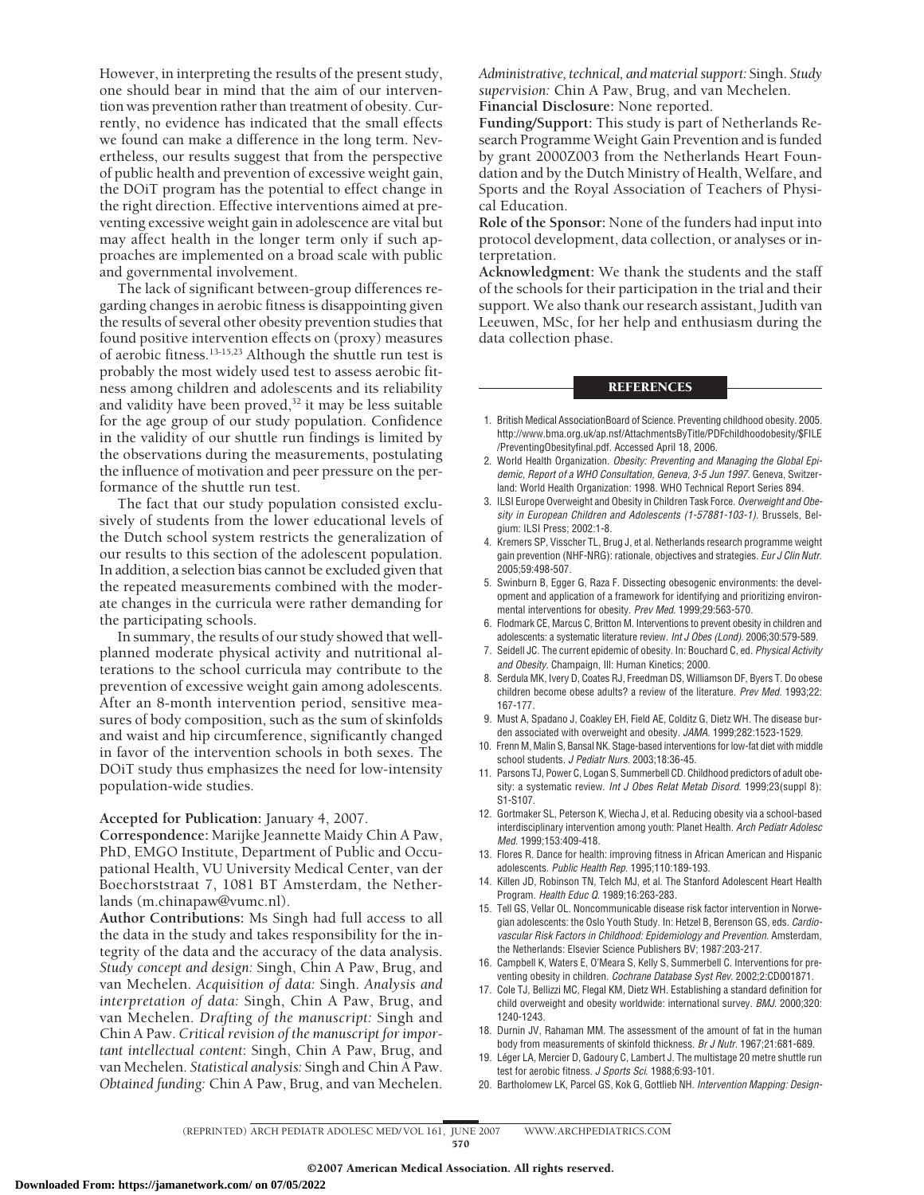However, in interpreting the results of the present study, one should bear in mind that the aim of our intervention was prevention rather than treatment of obesity. Currently, no evidence has indicated that the small effects we found can make a difference in the long term. Nevertheless, our results suggest that from the perspective of public health and prevention of excessive weight gain, the DOiT program has the potential to effect change in the right direction. Effective interventions aimed at preventing excessive weight gain in adolescence are vital but may affect health in the longer term only if such approaches are implemented on a broad scale with public and governmental involvement.

The lack of significant between-group differences regarding changes in aerobic fitness is disappointing given the results of several other obesity prevention studies that found positive intervention effects on (proxy) measures of aerobic fitness.[13-15,23] Although the shuttle run test is probably the most widely used test to assess aerobic fitness among children and adolescents and its reliability and validity have been proved,[32] it may be less suitable for the age group of our study population. Confidence in the validity of our shuttle run findings is limited by the observations during the measurements, postulating the influence of motivation and peer pressure on the performance of the shuttle run test.

The fact that our study population consisted exclusively of students from the lower educational levels of the Dutch school system restricts the generalization of our results to this section of the adolescent population. In addition, a selection bias cannot be excluded given that the repeated measurements combined with the moderate changes in the curricula were rather demanding for the participating schools.

In summary, the results of our study showed that well-planned moderate physical activity and nutritional alterations to the school curricula may contribute to the prevention of excessive weight gain among adolescents. After an 8-month intervention period, sensitive measures of body composition, such as the sum of skinfolds and waist and hip circumference, significantly changed in favor of the intervention schools in both sexes. The DOiT study thus emphasizes the need for low-intensity population-wide studies.

**Accepted for Publication:** January 4, 2007.

**Correspondence:** Marijke Jeannette Maidy Chin A Paw, PhD, EMGO Institute, Department of Public and Occupational Health, VU University Medical Center, van der Boechorststraat 7, 1081 BT Amsterdam, the Netherlands (m.chinapaw@vumc.nl).

**Author Contributions:** Ms Singh had full access to all the data in the study and takes responsibility for the integrity of the data and the accuracy of the data analysis. *Study concept and design:* Singh, Chin A Paw, Brug, and van Mechelen. *Acquisition of data:* Singh. *Analysis and interpretation of data:* Singh, Chin A Paw, Brug, and van Mechelen. *Drafting of the manuscript:* Singh and Chin A Paw. *Critical revision of the manuscript for important intellectual content*: Singh, Chin A Paw, Brug, and van Mechelen. *Statistical analysis:* Singh and Chin A Paw. *Obtained funding:* Chin A Paw, Brug, and van Mechelen. *Administrative, technical, and material support:* Singh. *Study supervision:* Chin A Paw, Brug, and van Mechelen.

**Financial Disclosure:** None reported.

**Funding/Support:** This study is part of Netherlands Research Programme Weight Gain Prevention and is funded by grant 2000Z003 from the Netherlands Heart Foundation and by the Dutch Ministry of Health, Welfare, and Sports and the Royal Association of Teachers of Physical Education.

**Role of the Sponsor:** None of the funders had input into protocol development, data collection, or analyses or interpretation.

**Acknowledgment:** We thank the students and the staff of the schools for their participation in the trial and their support. We also thank our research assistant, Judith van Leeuwen, MSc, for her help and enthusiasm during the data collection phase.

## REFERENCES

1. British Medical AssociationBoard of Science. Preventing childhood obesity. 2005. http://www.bma.org.uk/ap.nsf/AttachmentsByTitle/PDFchildhoodobesity/$FILE/PreventingObesityfinal.pdf. Accessed April 18, 2006.
2. World Health Organization. *Obesity: Preventing and Managing the Global Epidemic, Report of a WHO Consultation, Geneva, 3-5 Jun 1997.* Geneva, Switzerland: World Health Organization: 1998. WHO Technical Report Series 894.
3. ILSI Europe Overweight and Obesity in Children Task Force. *Overweight and Obesity in European Children and Adolescents (1-57881-103-1).* Brussels, Belgium: ILSI Press; 2002:1-8.
4. Kremers SP, Visscher TL, Brug J, et al. Netherlands research programme weight gain prevention (NHF-NRG): rationale, objectives and strategies. *Eur J Clin Nutr.* 2005;59:498-507.
5. Swinburn B, Egger G, Raza F. Dissecting obesogenic environments: the development and application of a framework for identifying and prioritizing environmental interventions for obesity. *Prev Med.* 1999;29:563-570.
6. Flodmark CE, Marcus C, Britton M. Interventions to prevent obesity in children and adolescents: a systematic literature review. *Int J Obes (Lond).* 2006;30:579-589.
7. Seidell JC. The current epidemic of obesity. In: Bouchard C, ed. *Physical Activity and Obesity.* Champaign, Ill: Human Kinetics; 2000.
8. Serdula MK, Ivery D, Coates RJ, Freedman DS, Williamson DF, Byers T. Do obese children become obese adults? a review of the literature. *Prev Med.* 1993;22:167-177.
9. Must A, Spadano J, Coakley EH, Field AE, Colditz G, Dietz WH. The disease burden associated with overweight and obesity. *JAMA.* 1999;282:1523-1529.
10. Frenn M, Malin S, Bansal NK. Stage-based interventions for low-fat diet with middle school students. *J Pediatr Nurs.* 2003;18:36-45.
11. Parsons TJ, Power C, Logan S, Summerbell CD. Childhood predictors of adult obesity: a systematic review. *Int J Obes Relat Metab Disord.* 1999;23(suppl 8):S1-S107.
12. Gortmaker SL, Peterson K, Wiecha J, et al. Reducing obesity via a school-based interdisciplinary intervention among youth: Planet Health. *Arch Pediatr Adolesc Med.* 1999;153:409-418.
13. Flores R. Dance for health: improving fitness in African American and Hispanic adolescents. *Public Health Rep.* 1995;110:189-193.
14. Killen JD, Robinson TN, Telch MJ, et al. The Stanford Adolescent Heart Health Program. *Health Educ Q.* 1989;16:263-283.
15. Tell GS, Vellar OL. Noncommunicable disease risk factor intervention in Norwegian adolescents: the Oslo Youth Study. In: Hetzel B, Berenson GS, eds. *Cardiovascular Risk Factors in Childhood: Epidemiology and Prevention.* Amsterdam, the Netherlands: Elsevier Science Publishers BV; 1987:203-217.
16. Campbell K, Waters E, O'Meara S, Kelly S, Summerbell C. Interventions for preventing obesity in children. *Cochrane Database Syst Rev.* 2002;2:CD001871.
17. Cole TJ, Bellizzi MC, Flegal KM, Dietz WH. Establishing a standard definition for child overweight and obesity worldwide: international survey. *BMJ.* 2000;320:1240-1243.
18. Durnin JV, Rahaman MM. The assessment of the amount of fat in the human body from measurements of skinfold thickness. *Br J Nutr.* 1967;21:681-689.
19. Léger LA, Mercier D, Gadoury C, Lambert J. The multistage 20 metre shuttle run test for aerobic fitness. *J Sports Sci.* 1988;6:93-101.
20. Bartholomew LK, Parcel GS, Kok G, Gottlieb NH. *Intervention Mapping: Design-*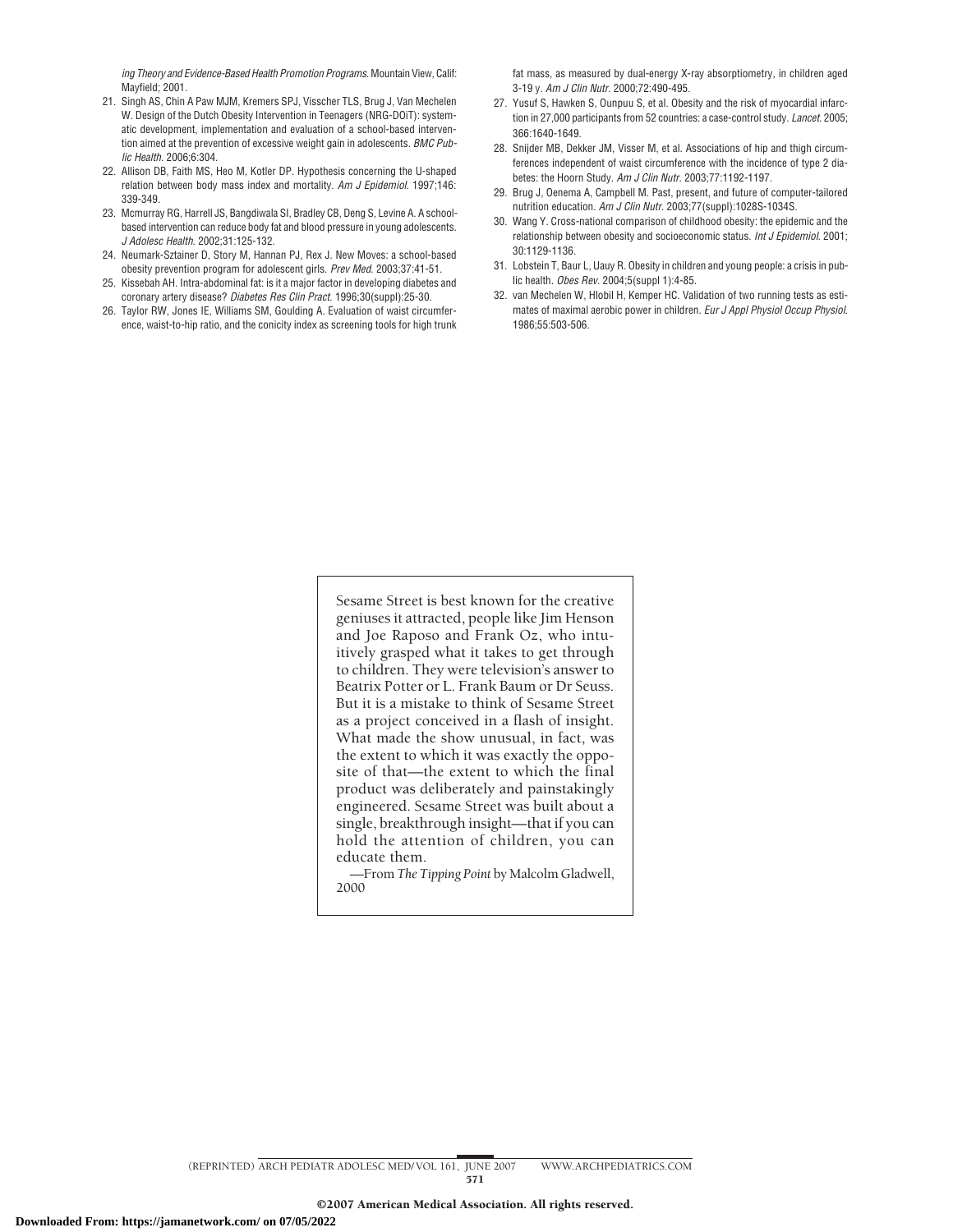*ing Theory and Evidence-Based Health Promotion Programs*. Mountain View, Calif: Mayfield; 2001.

21. Singh AS, Chin A Paw MJM, Kremers SPJ, Visscher TLS, Brug J, Van Mechelen W. Design of the Dutch Obesity Intervention in Teenagers (NRG-DOiT): systematic development, implementation and evaluation of a school-based intervention aimed at the prevention of excessive weight gain in adolescents. *BMC Public Health*. 2006;6:304.
22. Allison DB, Faith MS, Heo M, Kotler DP. Hypothesis concerning the U-shaped relation between body mass index and mortality. *Am J Epidemiol*. 1997;146:339-349.
23. Mcmurray RG, Harrell JS, Bangdiwala SI, Bradley CB, Deng S, Levine A. A school-based intervention can reduce body fat and blood pressure in young adolescents. *J Adolesc Health*. 2002;31:125-132.
24. Neumark-Sztainer D, Story M, Hannan PJ, Rex J. New Moves: a school-based obesity prevention program for adolescent girls. *Prev Med*. 2003;37:41-51.
25. Kissebah AH. Intra-abdominal fat: is it a major factor in developing diabetes and coronary artery disease? *Diabetes Res Clin Pract*. 1996;30(suppl):25-30.
26. Taylor RW, Jones IE, Williams SM, Goulding A. Evaluation of waist circumference, waist-to-hip ratio, and the conicity index as screening tools for high trunk fat mass, as measured by dual-energy X-ray absorptiometry, in children aged 3-19 y. *Am J Clin Nutr*. 2000;72:490-495.
27. Yusuf S, Hawken S, Ounpuu S, et al. Obesity and the risk of myocardial infarction in 27,000 participants from 52 countries: a case-control study. *Lancet*. 2005;366:1640-1649.
28. Snijder MB, Dekker JM, Visser M, et al. Associations of hip and thigh circumferences independent of waist circumference with the incidence of type 2 diabetes: the Hoorn Study. *Am J Clin Nutr*. 2003;77:1192-1197.
29. Brug J, Oenema A, Campbell M. Past, present, and future of computer-tailored nutrition education. *Am J Clin Nutr*. 2003;77(suppl):1028S-1034S.
30. Wang Y. Cross-national comparison of childhood obesity: the epidemic and the relationship between obesity and socioeconomic status. *Int J Epidemiol*. 2001;30:1129-1136.
31. Lobstein T, Baur L, Uauy R. Obesity in children and young people: a crisis in public health. *Obes Rev*. 2004;5(suppl 1):4-85.
32. van Mechelen W, Hlobil H, Kemper HC. Validation of two running tests as estimates of maximal aerobic power in children. *Eur J Appl Physiol Occup Physiol*. 1986;55:503-506.

Sesame Street is best known for the creative geniuses it attracted, people like Jim Henson and Joe Raposo and Frank Oz, who intuitively grasped what it takes to get through to children. They were television's answer to Beatrix Potter or L. Frank Baum or Dr Seuss. But it is a mistake to think of Sesame Street as a project conceived in a flash of insight. What made the show unusual, in fact, was the extent to which it was exactly the opposite of that—the extent to which the final product was deliberately and painstakingly engineered. Sesame Street was built about a single, breakthrough insight—that if you can hold the attention of children, you can educate them.

—From *The Tipping Point* by Malcolm Gladwell, 2000